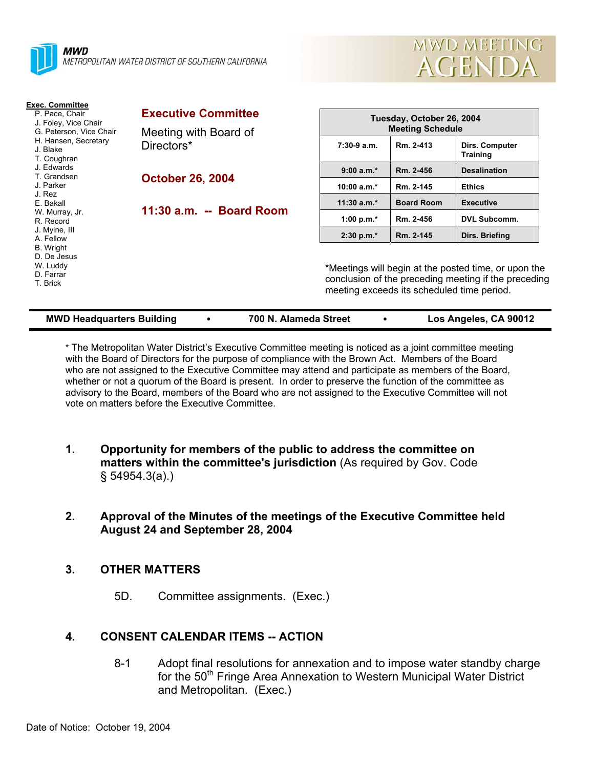**MWD**
*METROPOLITAN WATER DISTRICT OF SOUTHERN CALIFORNIA*

# MWD MEETING AGENDA

**Exec. Committee**
- P. Pace, Chair
- J. Foley, Vice Chair
- G. Peterson, Vice Chair
- H. Hansen, Secretary
- J. Blake
- T. Coughran
- J. Edwards
- T. Grandsen
- J. Parker
- J. Rez
- E. Bakall
- W. Murray, Jr.
- R. Record
- J. Mylne, III
- A. Fellow
- B. Wright
- D. De Jesus
- W. Luddy
- D. Farrar
- T. Brick

## Executive Committee

Meeting with Board of Directors*

## October 26, 2004

## 11:30 a.m. -- Board Room

| Tuesday, October 26, 2004 Meeting Schedule | | |
|---|---|---|
| 7:30-9 a.m. | Rm. 2-413 | Dirs. Computer Training |
| 9:00 a.m.* | Rm. 2-456 | Desalination |
| 10:00 a.m.* | Rm. 2-145 | Ethics |
| 11:30 a.m.* | Board Room | Executive |
| 1:00 p.m.* | Rm. 2-456 | DVL Subcomm. |
| 2:30 p.m.* | Rm. 2-145 | Dirs. Briefing |

*Meetings will begin at the posted time, or upon the conclusion of the preceding meeting if the preceding meeting exceeds its scheduled time period.

**MWD Headquarters Building • 700 N. Alameda Street • Los Angeles, CA 90012**

* The Metropolitan Water District's Executive Committee meeting is noticed as a joint committee meeting with the Board of Directors for the purpose of compliance with the Brown Act. Members of the Board who are not assigned to the Executive Committee may attend and participate as members of the Board, whether or not a quorum of the Board is present. In order to preserve the function of the committee as advisory to the Board, members of the Board who are not assigned to the Executive Committee will not vote on matters before the Executive Committee.

1. **Opportunity for members of the public to address the committee on matters within the committee's jurisdiction** (As required by Gov. Code § 54954.3(a).)

2. **Approval of the Minutes of the meetings of the Executive Committee held August 24 and September 28, 2004**

3. **OTHER MATTERS**

   5D. Committee assignments. (Exec.)

4. **CONSENT CALENDAR ITEMS -- ACTION**

   8-1 Adopt final resolutions for annexation and to impose water standby charge for the 50th Fringe Area Annexation to Western Municipal Water District and Metropolitan. (Exec.)

Date of Notice: October 19, 2004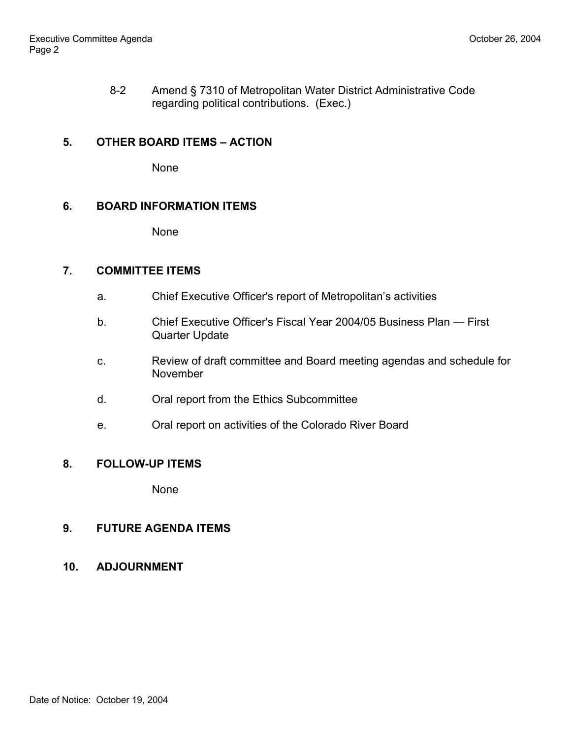8-2 Amend § 7310 of Metropolitan Water District Administrative Code regarding political contributions. (Exec.)

## 5. OTHER BOARD ITEMS – ACTION

None

## 6. BOARD INFORMATION ITEMS

None

## 7. COMMITTEE ITEMS

a. Chief Executive Officer's report of Metropolitan's activities

b. Chief Executive Officer's Fiscal Year 2004/05 Business Plan — First Quarter Update

c. Review of draft committee and Board meeting agendas and schedule for November

d. Oral report from the Ethics Subcommittee

e. Oral report on activities of the Colorado River Board

## 8. FOLLOW-UP ITEMS

None

## 9. FUTURE AGENDA ITEMS

## 10. ADJOURNMENT

Date of Notice: October 19, 2004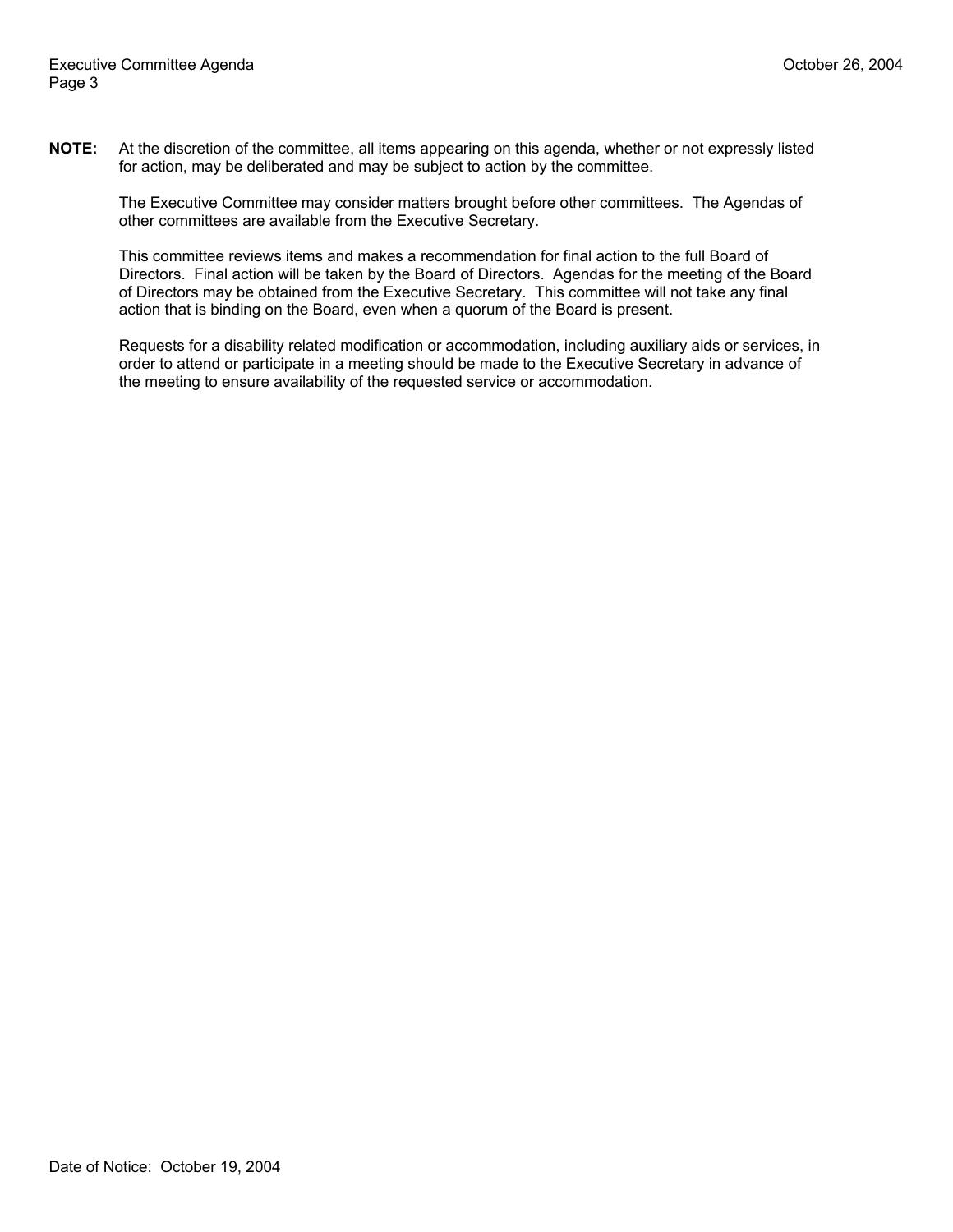**NOTE:** At the discretion of the committee, all items appearing on this agenda, whether or not expressly listed for action, may be deliberated and may be subject to action by the committee.

The Executive Committee may consider matters brought before other committees. The Agendas of other committees are available from the Executive Secretary.

This committee reviews items and makes a recommendation for final action to the full Board of Directors. Final action will be taken by the Board of Directors. Agendas for the meeting of the Board of Directors may be obtained from the Executive Secretary. This committee will not take any final action that is binding on the Board, even when a quorum of the Board is present.

Requests for a disability related modification or accommodation, including auxiliary aids or services, in order to attend or participate in a meeting should be made to the Executive Secretary in advance of the meeting to ensure availability of the requested service or accommodation.

Date of Notice: October 19, 2004